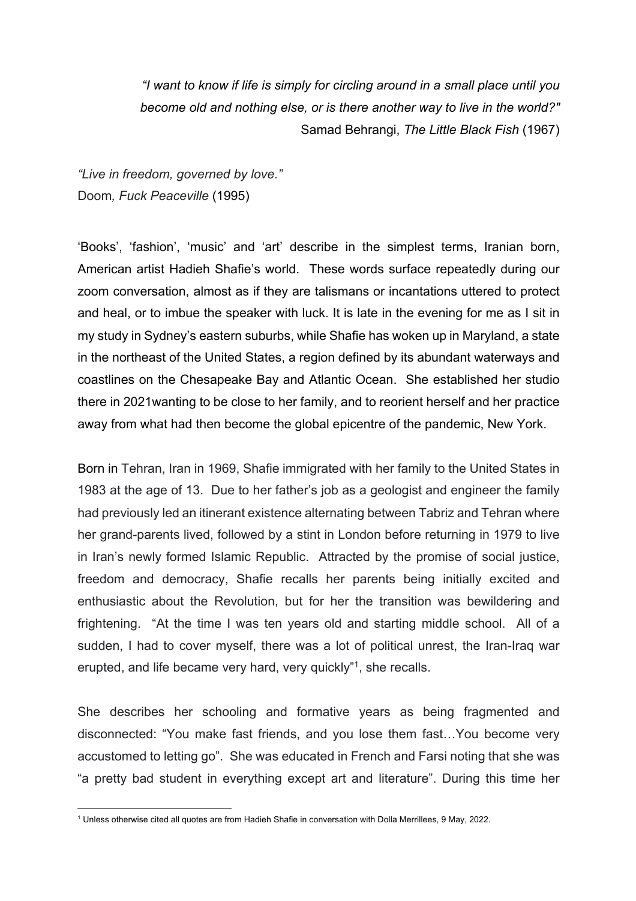*"I want to know if life is simply for circling around in a small place until you become old and nothing else, or is there another way to live in the world?"*
Samad Behrangi, *The Little Black Fish* (1967)

*"Live in freedom, governed by love."*
Doom*, Fuck Peaceville* (1995)

'Books', 'fashion', 'music' and 'art' describe in the simplest terms, Iranian born, American artist Hadieh Shafie's world. These words surface repeatedly during our zoom conversation, almost as if they are talismans or incantations uttered to protect and heal, or to imbue the speaker with luck. It is late in the evening for me as I sit in my study in Sydney's eastern suburbs, while Shafie has woken up in Maryland, a state in the northeast of the United States, a region defined by its abundant waterways and coastlines on the Chesapeake Bay and Atlantic Ocean. She established her studio there in 2021wanting to be close to her family, and to reorient herself and her practice away from what had then become the global epicentre of the pandemic, New York.

Born in Tehran, Iran in 1969, Shafie immigrated with her family to the United States in 1983 at the age of 13. Due to her father's job as a geologist and engineer the family had previously led an itinerant existence alternating between Tabriz and Tehran where her grand-parents lived, followed by a stint in London before returning in 1979 to live in Iran's newly formed Islamic Republic. Attracted by the promise of social justice, freedom and democracy, Shafie recalls her parents being initially excited and enthusiastic about the Revolution, but for her the transition was bewildering and frightening. "At the time I was ten years old and starting middle school. All of a sudden, I had to cover myself, there was a lot of political unrest, the Iran-Iraq war erupted, and life became very hard, very quickly"[1], she recalls.

She describes her schooling and formative years as being fragmented and disconnected: "You make fast friends, and you lose them fast…You become very accustomed to letting go". She was educated in French and Farsi noting that she was "a pretty bad student in everything except art and literature". During this time her

[1] Unless otherwise cited all quotes are from Hadieh Shafie in conversation with Dolla Merrillees, 9 May, 2022.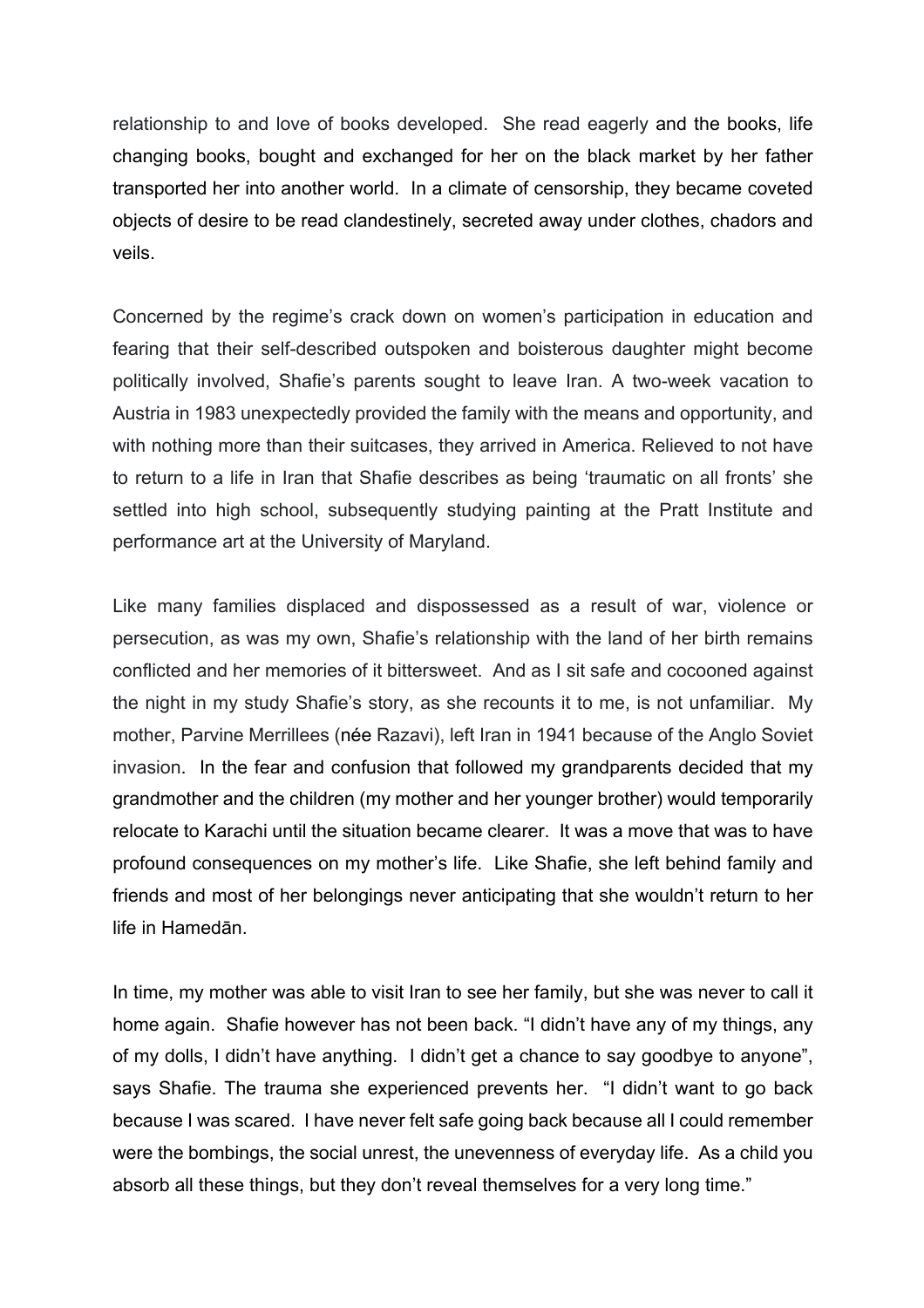relationship to and love of books developed. She read eagerly and the books, life changing books, bought and exchanged for her on the black market by her father transported her into another world. In a climate of censorship, they became coveted objects of desire to be read clandestinely, secreted away under clothes, chadors and veils.

Concerned by the regime's crack down on women's participation in education and fearing that their self-described outspoken and boisterous daughter might become politically involved, Shafie's parents sought to leave Iran. A two-week vacation to Austria in 1983 unexpectedly provided the family with the means and opportunity, and with nothing more than their suitcases, they arrived in America. Relieved to not have to return to a life in Iran that Shafie describes as being 'traumatic on all fronts' she settled into high school, subsequently studying painting at the Pratt Institute and performance art at the University of Maryland.

Like many families displaced and dispossessed as a result of war, violence or persecution, as was my own, Shafie's relationship with the land of her birth remains conflicted and her memories of it bittersweet. And as I sit safe and cocooned against the night in my study Shafie's story, as she recounts it to me, is not unfamiliar. My mother, Parvine Merrillees (née Razavi), left Iran in 1941 because of the Anglo Soviet invasion. In the fear and confusion that followed my grandparents decided that my grandmother and the children (my mother and her younger brother) would temporarily relocate to Karachi until the situation became clearer. It was a move that was to have profound consequences on my mother's life. Like Shafie, she left behind family and friends and most of her belongings never anticipating that she wouldn't return to her life in Hamedān.

In time, my mother was able to visit Iran to see her family, but she was never to call it home again. Shafie however has not been back. "I didn't have any of my things, any of my dolls, I didn't have anything. I didn't get a chance to say goodbye to anyone", says Shafie. The trauma she experienced prevents her. "I didn't want to go back because I was scared. I have never felt safe going back because all I could remember were the bombings, the social unrest, the unevenness of everyday life. As a child you absorb all these things, but they don't reveal themselves for a very long time."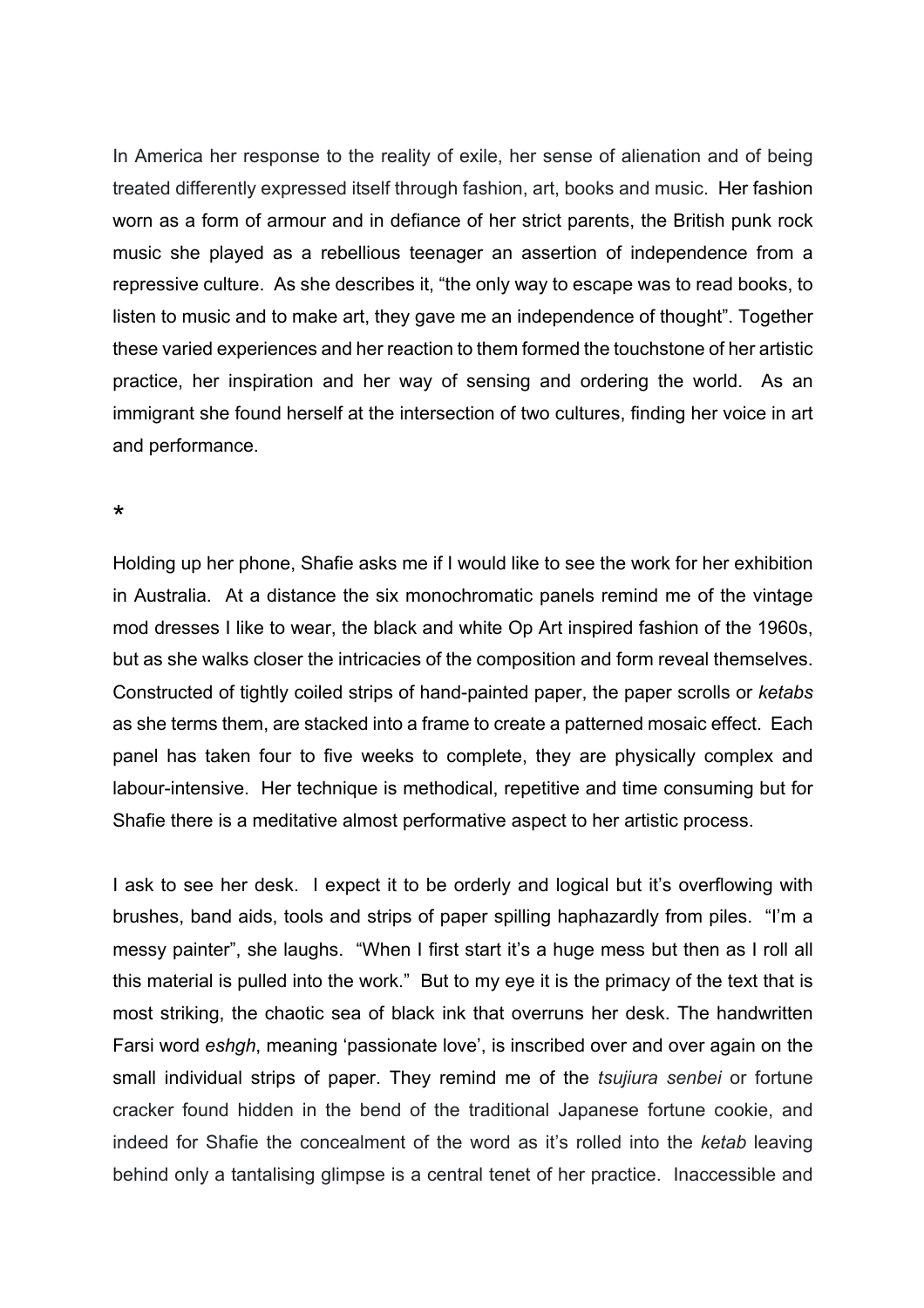In America her response to the reality of exile, her sense of alienation and of being treated differently expressed itself through fashion, art, books and music. Her fashion worn as a form of armour and in defiance of her strict parents, the British punk rock music she played as a rebellious teenager an assertion of independence from a repressive culture. As she describes it, "the only way to escape was to read books, to listen to music and to make art, they gave me an independence of thought". Together these varied experiences and her reaction to them formed the touchstone of her artistic practice, her inspiration and her way of sensing and ordering the world. As an immigrant she found herself at the intersection of two cultures, finding her voice in art and performance.

*

Holding up her phone, Shafie asks me if I would like to see the work for her exhibition in Australia. At a distance the six monochromatic panels remind me of the vintage mod dresses I like to wear, the black and white Op Art inspired fashion of the 1960s, but as she walks closer the intricacies of the composition and form reveal themselves. Constructed of tightly coiled strips of hand-painted paper, the paper scrolls or *ketabs* as she terms them, are stacked into a frame to create a patterned mosaic effect. Each panel has taken four to five weeks to complete, they are physically complex and labour-intensive. Her technique is methodical, repetitive and time consuming but for Shafie there is a meditative almost performative aspect to her artistic process.

I ask to see her desk. I expect it to be orderly and logical but it's overflowing with brushes, band aids, tools and strips of paper spilling haphazardly from piles. "I'm a messy painter", she laughs. "When I first start it's a huge mess but then as I roll all this material is pulled into the work." But to my eye it is the primacy of the text that is most striking, the chaotic sea of black ink that overruns her desk. The handwritten Farsi word *eshgh*, meaning 'passionate love', is inscribed over and over again on the small individual strips of paper. They remind me of the *tsujiura senbei* or fortune cracker found hidden in the bend of the traditional Japanese fortune cookie, and indeed for Shafie the concealment of the word as it's rolled into the *ketab* leaving behind only a tantalising glimpse is a central tenet of her practice. Inaccessible and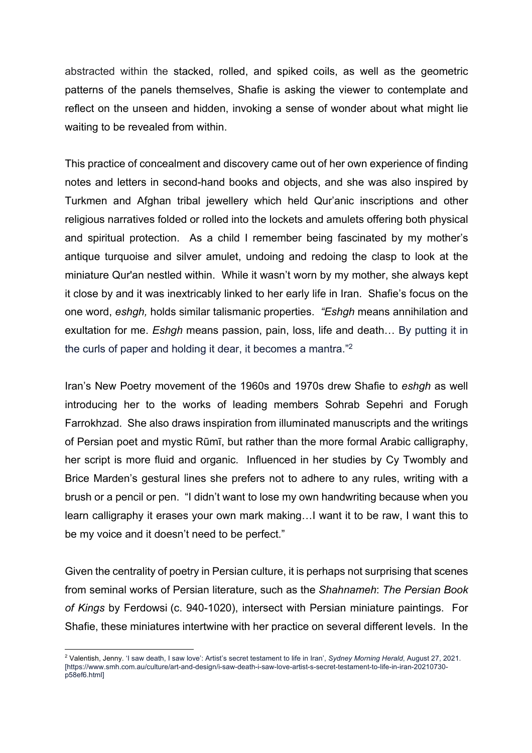abstracted within the stacked, rolled, and spiked coils, as well as the geometric patterns of the panels themselves, Shafie is asking the viewer to contemplate and reflect on the unseen and hidden, invoking a sense of wonder about what might lie waiting to be revealed from within.

This practice of concealment and discovery came out of her own experience of finding notes and letters in second-hand books and objects, and she was also inspired by Turkmen and Afghan tribal jewellery which held Qur'anic inscriptions and other religious narratives folded or rolled into the lockets and amulets offering both physical and spiritual protection. As a child I remember being fascinated by my mother's antique turquoise and silver amulet, undoing and redoing the clasp to look at the miniature Qur'an nestled within. While it wasn't worn by my mother, she always kept it close by and it was inextricably linked to her early life in Iran. Shafie's focus on the one word, *eshgh,* holds similar talismanic properties. *"Eshgh* means annihilation and exultation for me. *Eshgh* means passion, pain, loss, life and death… By putting it in the curls of paper and holding it dear, it becomes a mantra."[2]

Iran's New Poetry movement of the 1960s and 1970s drew Shafie to *eshgh* as well introducing her to the works of leading members Sohrab Sepehri and Forugh Farrokhzad. She also draws inspiration from illuminated manuscripts and the writings of Persian poet and mystic Rūmī, but rather than the more formal Arabic calligraphy, her script is more fluid and organic. Influenced in her studies by Cy Twombly and Brice Marden's gestural lines she prefers not to adhere to any rules, writing with a brush or a pencil or pen. "I didn't want to lose my own handwriting because when you learn calligraphy it erases your own mark making…I want it to be raw, I want this to be my voice and it doesn't need to be perfect."

Given the centrality of poetry in Persian culture, it is perhaps not surprising that scenes from seminal works of Persian literature, such as the *Shahnameh*: *The Persian Book of Kings* by Ferdowsi (c. 940-1020), intersect with Persian miniature paintings. For Shafie, these miniatures intertwine with her practice on several different levels. In the

[2] Valentish, Jenny. 'I saw death, I saw love': Artist's secret testament to life in Iran', *Sydney Morning Herald*, August 27, 2021. [https://www.smh.com.au/culture/art-and-design/i-saw-death-i-saw-love-artist-s-secret-testament-to-life-in-iran-20210730-p58ef6.html]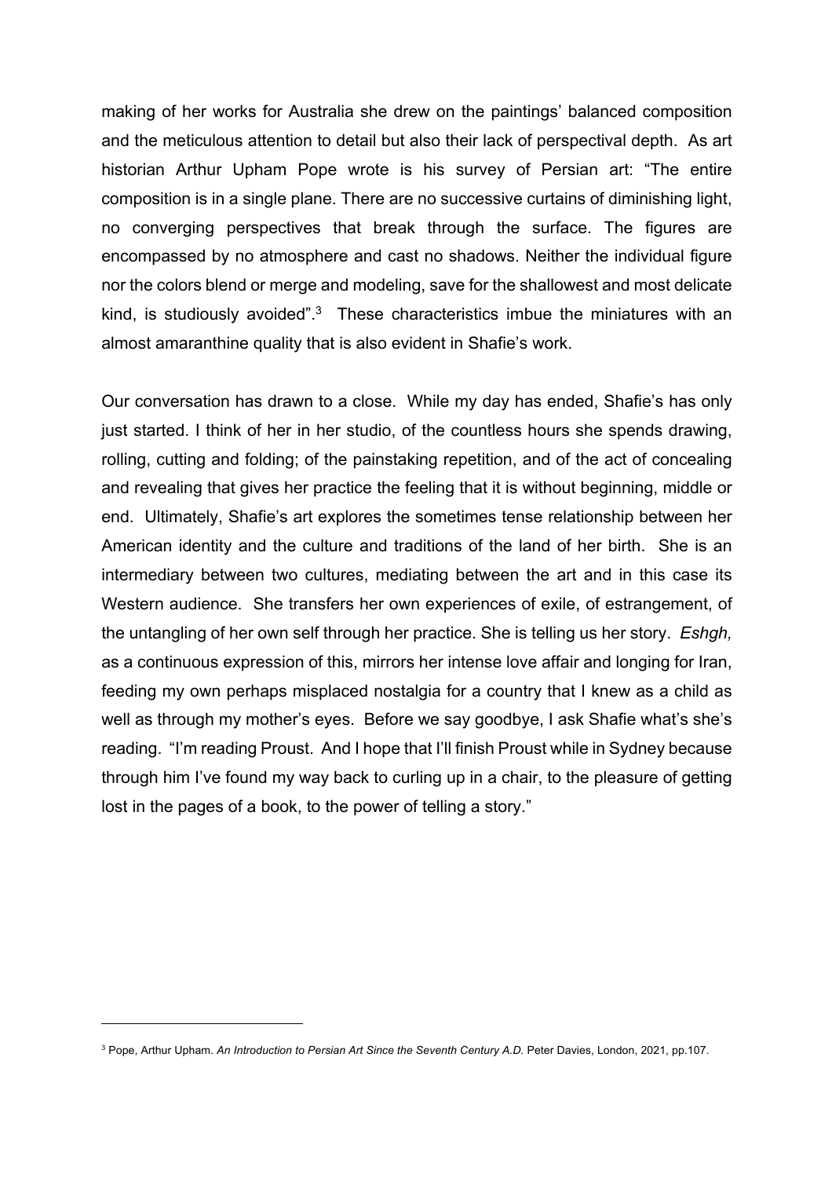making of her works for Australia she drew on the paintings' balanced composition and the meticulous attention to detail but also their lack of perspectival depth. As art historian Arthur Upham Pope wrote is his survey of Persian art: "The entire composition is in a single plane. There are no successive curtains of diminishing light, no converging perspectives that break through the surface. The figures are encompassed by no atmosphere and cast no shadows. Neither the individual figure nor the colors blend or merge and modeling, save for the shallowest and most delicate kind, is studiously avoided".[3] These characteristics imbue the miniatures with an almost amaranthine quality that is also evident in Shafie's work.

Our conversation has drawn to a close. While my day has ended, Shafie's has only just started. I think of her in her studio, of the countless hours she spends drawing, rolling, cutting and folding; of the painstaking repetition, and of the act of concealing and revealing that gives her practice the feeling that it is without beginning, middle or end. Ultimately, Shafie's art explores the sometimes tense relationship between her American identity and the culture and traditions of the land of her birth. She is an intermediary between two cultures, mediating between the art and in this case its Western audience. She transfers her own experiences of exile, of estrangement, of the untangling of her own self through her practice. She is telling us her story. *Eshgh,* as a continuous expression of this, mirrors her intense love affair and longing for Iran, feeding my own perhaps misplaced nostalgia for a country that I knew as a child as well as through my mother's eyes. Before we say goodbye, I ask Shafie what's she's reading. "I'm reading Proust. And I hope that I'll finish Proust while in Sydney because through him I've found my way back to curling up in a chair, to the pleasure of getting lost in the pages of a book, to the power of telling a story."

---

[3] Pope, Arthur Upham. *An Introduction to Persian Art Since the Seventh Century A.D.* Peter Davies, London, 2021, pp.107.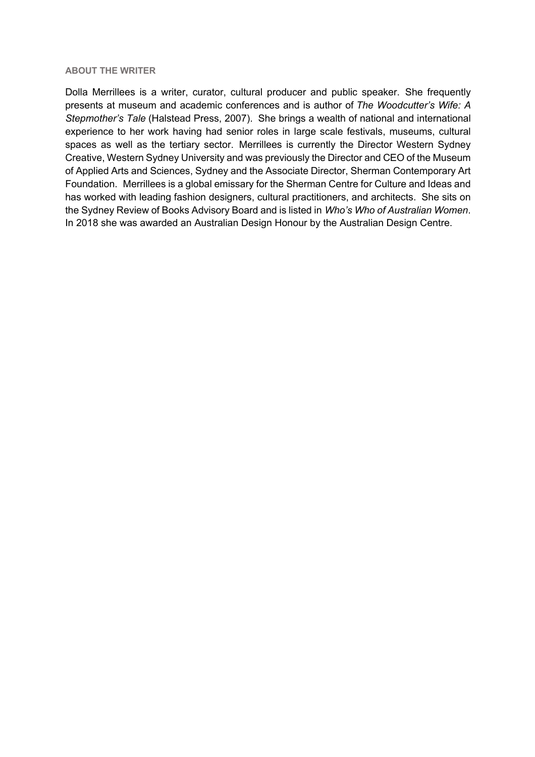## ABOUT THE WRITER

Dolla Merrillees is a writer, curator, cultural producer and public speaker. She frequently presents at museum and academic conferences and is author of *The Woodcutter's Wife: A Stepmother's Tale* (Halstead Press, 2007). She brings a wealth of national and international experience to her work having had senior roles in large scale festivals, museums, cultural spaces as well as the tertiary sector. Merrillees is currently the Director Western Sydney Creative, Western Sydney University and was previously the Director and CEO of the Museum of Applied Arts and Sciences, Sydney and the Associate Director, Sherman Contemporary Art Foundation. Merrillees is a global emissary for the Sherman Centre for Culture and Ideas and has worked with leading fashion designers, cultural practitioners, and architects. She sits on the Sydney Review of Books Advisory Board and is listed in *Who's Who of Australian Women*. In 2018 she was awarded an Australian Design Honour by the Australian Design Centre.